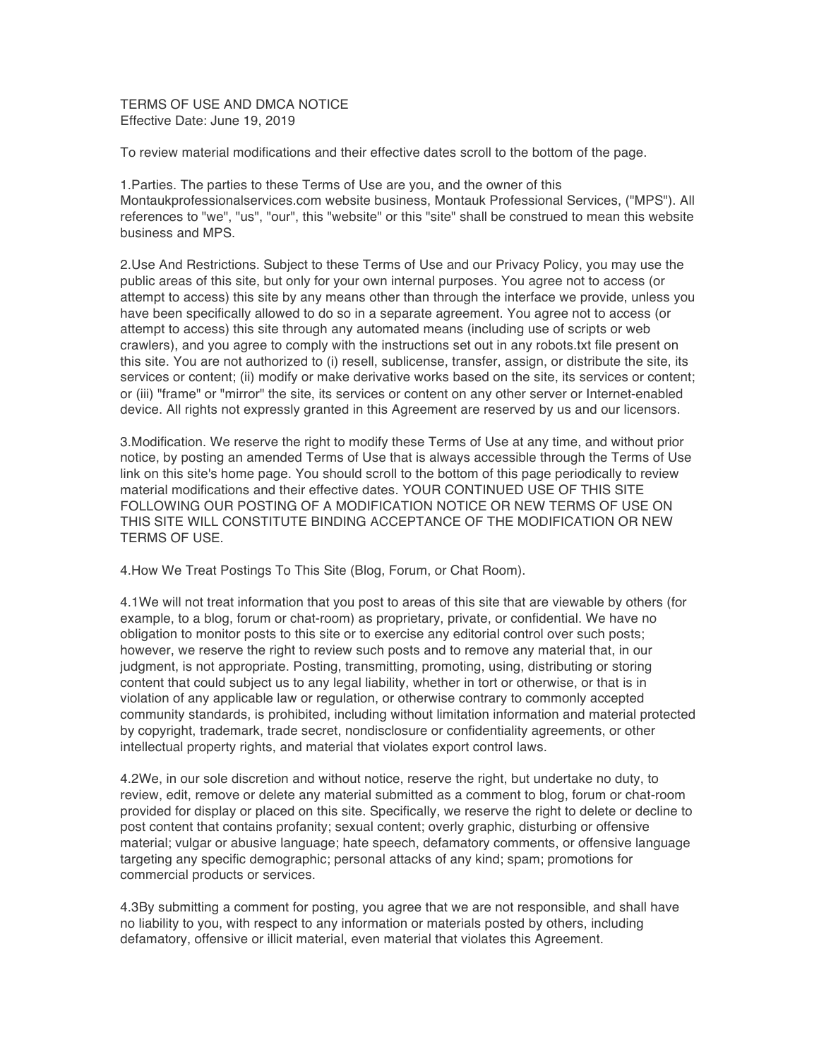TERMS OF USE AND DMCA NOTICE
Effective Date: June 19, 2019

To review material modifications and their effective dates scroll to the bottom of the page.

1.Parties. The parties to these Terms of Use are you, and the owner of this Montaukprofessionalservices.com website business, Montauk Professional Services, ("MPS"). All references to "we", "us", "our", this "website" or this "site" shall be construed to mean this website business and MPS.

2.Use And Restrictions. Subject to these Terms of Use and our Privacy Policy, you may use the public areas of this site, but only for your own internal purposes. You agree not to access (or attempt to access) this site by any means other than through the interface we provide, unless you have been specifically allowed to do so in a separate agreement. You agree not to access (or attempt to access) this site through any automated means (including use of scripts or web crawlers), and you agree to comply with the instructions set out in any robots.txt file present on this site. You are not authorized to (i) resell, sublicense, transfer, assign, or distribute the site, its services or content; (ii) modify or make derivative works based on the site, its services or content; or (iii) "frame" or "mirror" the site, its services or content on any other server or Internet-enabled device. All rights not expressly granted in this Agreement are reserved by us and our licensors.

3.Modification. We reserve the right to modify these Terms of Use at any time, and without prior notice, by posting an amended Terms of Use that is always accessible through the Terms of Use link on this site's home page. You should scroll to the bottom of this page periodically to review material modifications and their effective dates. YOUR CONTINUED USE OF THIS SITE FOLLOWING OUR POSTING OF A MODIFICATION NOTICE OR NEW TERMS OF USE ON THIS SITE WILL CONSTITUTE BINDING ACCEPTANCE OF THE MODIFICATION OR NEW TERMS OF USE.

4.How We Treat Postings To This Site (Blog, Forum, or Chat Room).

4.1We will not treat information that you post to areas of this site that are viewable by others (for example, to a blog, forum or chat-room) as proprietary, private, or confidential. We have no obligation to monitor posts to this site or to exercise any editorial control over such posts; however, we reserve the right to review such posts and to remove any material that, in our judgment, is not appropriate. Posting, transmitting, promoting, using, distributing or storing content that could subject us to any legal liability, whether in tort or otherwise, or that is in violation of any applicable law or regulation, or otherwise contrary to commonly accepted community standards, is prohibited, including without limitation information and material protected by copyright, trademark, trade secret, nondisclosure or confidentiality agreements, or other intellectual property rights, and material that violates export control laws.

4.2We, in our sole discretion and without notice, reserve the right, but undertake no duty, to review, edit, remove or delete any material submitted as a comment to blog, forum or chat-room provided for display or placed on this site. Specifically, we reserve the right to delete or decline to post content that contains profanity; sexual content; overly graphic, disturbing or offensive material; vulgar or abusive language; hate speech, defamatory comments, or offensive language targeting any specific demographic; personal attacks of any kind; spam; promotions for commercial products or services.

4.3By submitting a comment for posting, you agree that we are not responsible, and shall have no liability to you, with respect to any information or materials posted by others, including defamatory, offensive or illicit material, even material that violates this Agreement.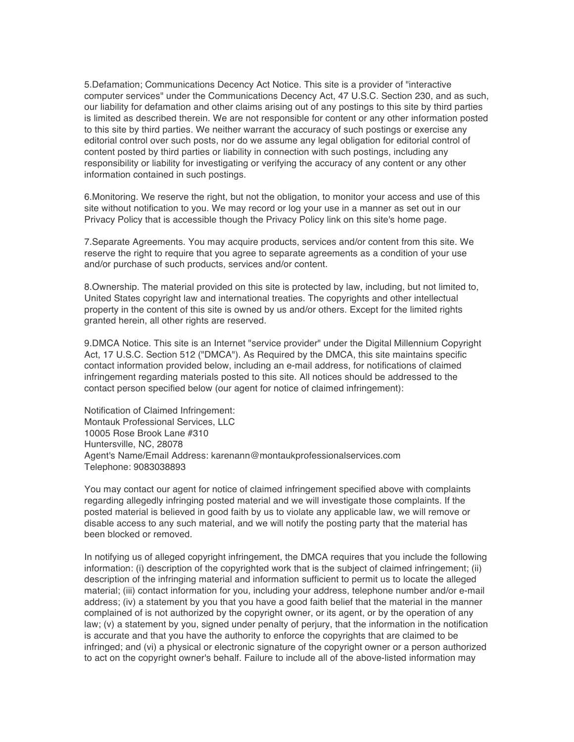5.Defamation; Communications Decency Act Notice. This site is a provider of "interactive computer services" under the Communications Decency Act, 47 U.S.C. Section 230, and as such, our liability for defamation and other claims arising out of any postings to this site by third parties is limited as described therein. We are not responsible for content or any other information posted to this site by third parties. We neither warrant the accuracy of such postings or exercise any editorial control over such posts, nor do we assume any legal obligation for editorial control of content posted by third parties or liability in connection with such postings, including any responsibility or liability for investigating or verifying the accuracy of any content or any other information contained in such postings.

6.Monitoring. We reserve the right, but not the obligation, to monitor your access and use of this site without notification to you. We may record or log your use in a manner as set out in our Privacy Policy that is accessible though the Privacy Policy link on this site's home page.

7.Separate Agreements. You may acquire products, services and/or content from this site. We reserve the right to require that you agree to separate agreements as a condition of your use and/or purchase of such products, services and/or content.

8.Ownership. The material provided on this site is protected by law, including, but not limited to, United States copyright law and international treaties. The copyrights and other intellectual property in the content of this site is owned by us and/or others. Except for the limited rights granted herein, all other rights are reserved.

9.DMCA Notice. This site is an Internet "service provider" under the Digital Millennium Copyright Act, 17 U.S.C. Section 512 ("DMCA"). As Required by the DMCA, this site maintains specific contact information provided below, including an e-mail address, for notifications of claimed infringement regarding materials posted to this site. All notices should be addressed to the contact person specified below (our agent for notice of claimed infringement):

Notification of Claimed Infringement:
Montauk Professional Services, LLC
10005 Rose Brook Lane #310
Huntersville, NC, 28078
Agent's Name/Email Address: karenann@montaukprofessionalservices.com
Telephone: 9083038893

You may contact our agent for notice of claimed infringement specified above with complaints regarding allegedly infringing posted material and we will investigate those complaints. If the posted material is believed in good faith by us to violate any applicable law, we will remove or disable access to any such material, and we will notify the posting party that the material has been blocked or removed.

In notifying us of alleged copyright infringement, the DMCA requires that you include the following information: (i) description of the copyrighted work that is the subject of claimed infringement; (ii) description of the infringing material and information sufficient to permit us to locate the alleged material; (iii) contact information for you, including your address, telephone number and/or e-mail address; (iv) a statement by you that you have a good faith belief that the material in the manner complained of is not authorized by the copyright owner, or its agent, or by the operation of any law; (v) a statement by you, signed under penalty of perjury, that the information in the notification is accurate and that you have the authority to enforce the copyrights that are claimed to be infringed; and (vi) a physical or electronic signature of the copyright owner or a person authorized to act on the copyright owner's behalf. Failure to include all of the above-listed information may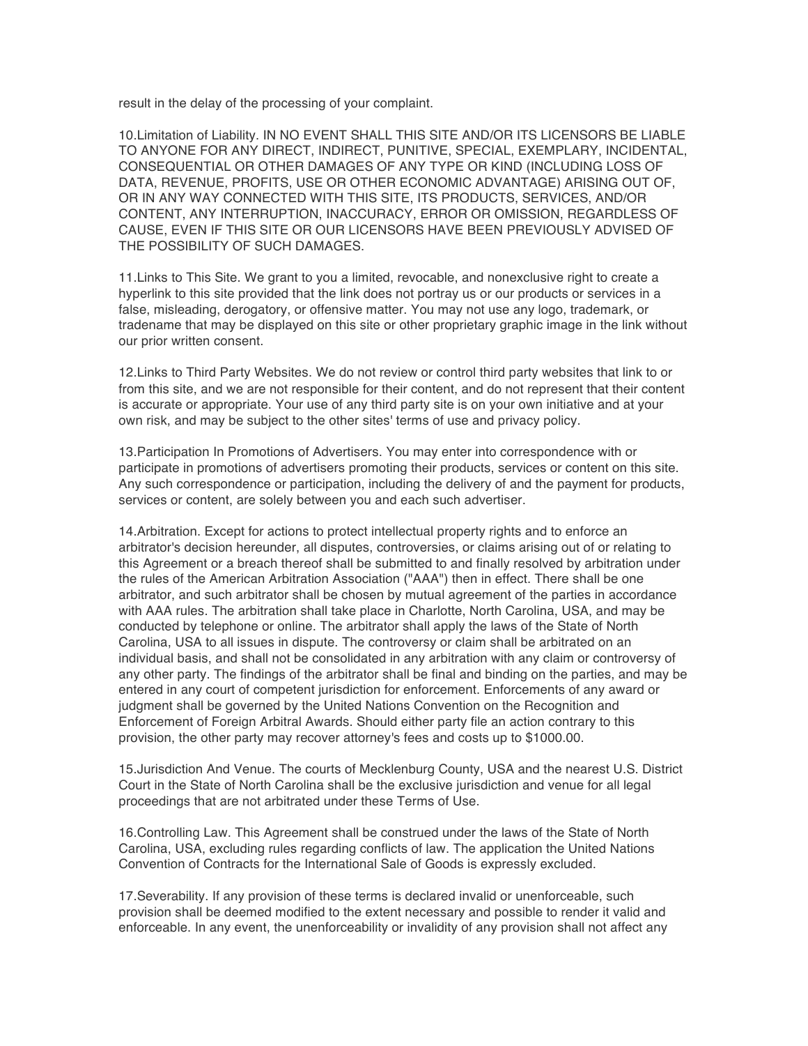result in the delay of the processing of your complaint.

10.Limitation of Liability. IN NO EVENT SHALL THIS SITE AND/OR ITS LICENSORS BE LIABLE TO ANYONE FOR ANY DIRECT, INDIRECT, PUNITIVE, SPECIAL, EXEMPLARY, INCIDENTAL, CONSEQUENTIAL OR OTHER DAMAGES OF ANY TYPE OR KIND (INCLUDING LOSS OF DATA, REVENUE, PROFITS, USE OR OTHER ECONOMIC ADVANTAGE) ARISING OUT OF, OR IN ANY WAY CONNECTED WITH THIS SITE, ITS PRODUCTS, SERVICES, AND/OR CONTENT, ANY INTERRUPTION, INACCURACY, ERROR OR OMISSION, REGARDLESS OF CAUSE, EVEN IF THIS SITE OR OUR LICENSORS HAVE BEEN PREVIOUSLY ADVISED OF THE POSSIBILITY OF SUCH DAMAGES.

11.Links to This Site. We grant to you a limited, revocable, and nonexclusive right to create a hyperlink to this site provided that the link does not portray us or our products or services in a false, misleading, derogatory, or offensive matter. You may not use any logo, trademark, or tradename that may be displayed on this site or other proprietary graphic image in the link without our prior written consent.

12.Links to Third Party Websites. We do not review or control third party websites that link to or from this site, and we are not responsible for their content, and do not represent that their content is accurate or appropriate. Your use of any third party site is on your own initiative and at your own risk, and may be subject to the other sites' terms of use and privacy policy.

13.Participation In Promotions of Advertisers. You may enter into correspondence with or participate in promotions of advertisers promoting their products, services or content on this site. Any such correspondence or participation, including the delivery of and the payment for products, services or content, are solely between you and each such advertiser.

14.Arbitration. Except for actions to protect intellectual property rights and to enforce an arbitrator's decision hereunder, all disputes, controversies, or claims arising out of or relating to this Agreement or a breach thereof shall be submitted to and finally resolved by arbitration under the rules of the American Arbitration Association ("AAA") then in effect. There shall be one arbitrator, and such arbitrator shall be chosen by mutual agreement of the parties in accordance with AAA rules. The arbitration shall take place in Charlotte, North Carolina, USA, and may be conducted by telephone or online. The arbitrator shall apply the laws of the State of North Carolina, USA to all issues in dispute. The controversy or claim shall be arbitrated on an individual basis, and shall not be consolidated in any arbitration with any claim or controversy of any other party. The findings of the arbitrator shall be final and binding on the parties, and may be entered in any court of competent jurisdiction for enforcement. Enforcements of any award or judgment shall be governed by the United Nations Convention on the Recognition and Enforcement of Foreign Arbitral Awards. Should either party file an action contrary to this provision, the other party may recover attorney's fees and costs up to $1000.00.

15.Jurisdiction And Venue. The courts of Mecklenburg County, USA and the nearest U.S. District Court in the State of North Carolina shall be the exclusive jurisdiction and venue for all legal proceedings that are not arbitrated under these Terms of Use.

16.Controlling Law. This Agreement shall be construed under the laws of the State of North Carolina, USA, excluding rules regarding conflicts of law. The application the United Nations Convention of Contracts for the International Sale of Goods is expressly excluded.

17.Severability. If any provision of these terms is declared invalid or unenforceable, such provision shall be deemed modified to the extent necessary and possible to render it valid and enforceable. In any event, the unenforceability or invalidity of any provision shall not affect any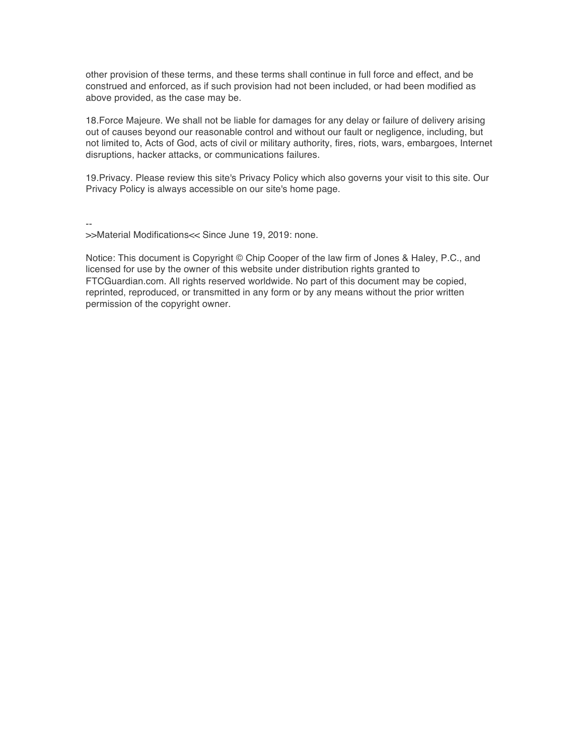other provision of these terms, and these terms shall continue in full force and effect, and be construed and enforced, as if such provision had not been included, or had been modified as above provided, as the case may be.

18.Force Majeure. We shall not be liable for damages for any delay or failure of delivery arising out of causes beyond our reasonable control and without our fault or negligence, including, but not limited to, Acts of God, acts of civil or military authority, fires, riots, wars, embargoes, Internet disruptions, hacker attacks, or communications failures.

19.Privacy. Please review this site's Privacy Policy which also governs your visit to this site. Our Privacy Policy is always accessible on our site's home page.

--

>>Material Modifications<< Since June 19, 2019: none.

Notice: This document is Copyright © Chip Cooper of the law firm of Jones & Haley, P.C., and licensed for use by the owner of this website under distribution rights granted to FTCGuardian.com. All rights reserved worldwide. No part of this document may be copied, reprinted, reproduced, or transmitted in any form or by any means without the prior written permission of the copyright owner.